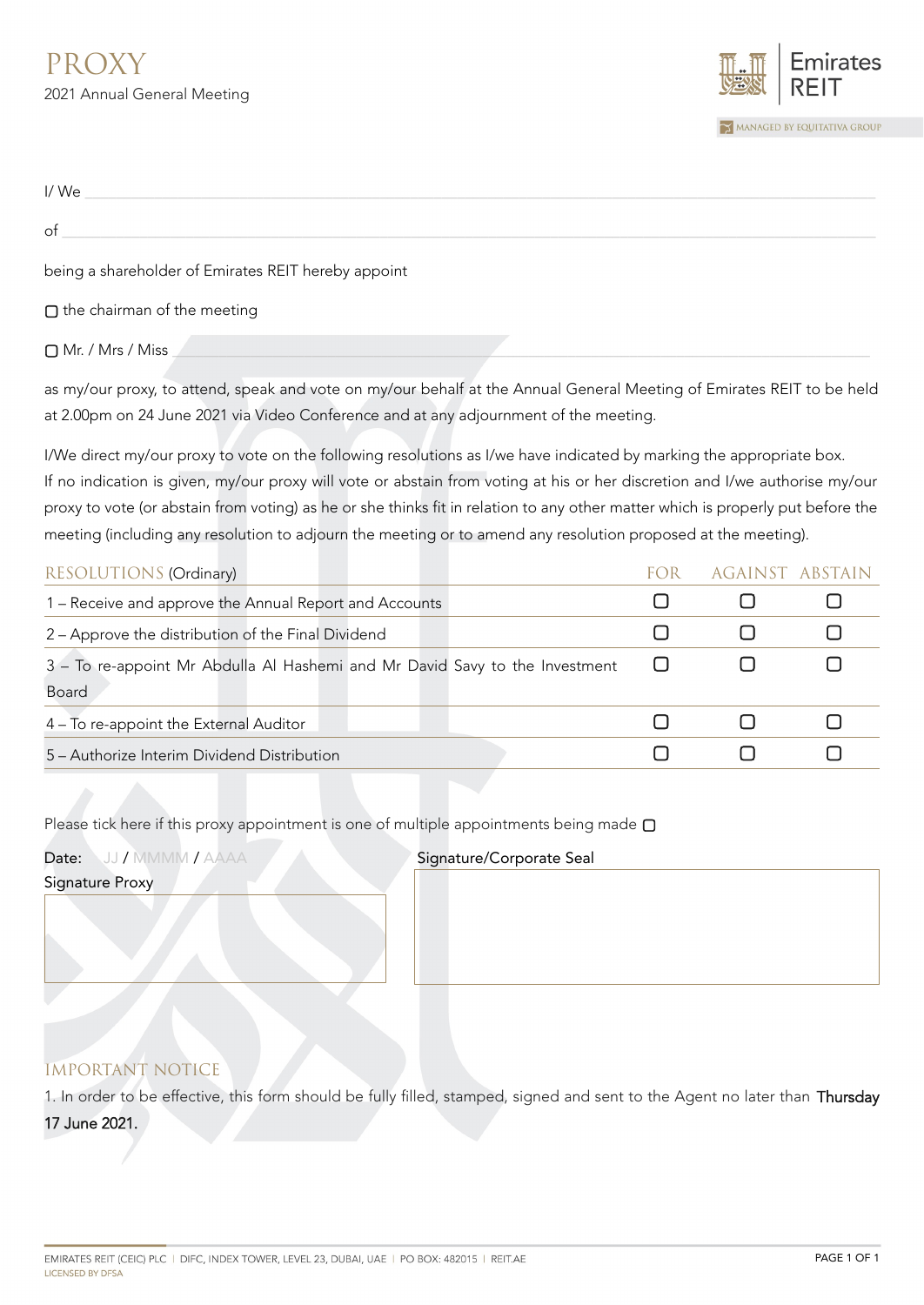# PROXY

2021 Annual General Meeting

Emirates REIT

MANAGED BY EQUITATIVA GROUP

I/ We ______________________________________________

of ______________________________________________

being a shareholder of Emirates REIT hereby appoint

☐ the chairman of the meeting

☐ Mr. / Mrs / Miss ______________________________________________

as my/our proxy, to attend, speak and vote on my/our behalf at the Annual General Meeting of Emirates REIT to be held at 2.00pm on 24 June 2021 via Video Conference and at any adjournment of the meeting.

I/We direct my/our proxy to vote on the following resolutions as I/we have indicated by marking the appropriate box. If no indication is given, my/our proxy will vote or abstain from voting at his or her discretion and I/we authorise my/our proxy to vote (or abstain from voting) as he or she thinks fit in relation to any other matter which is properly put before the meeting (including any resolution to adjourn the meeting or to amend any resolution proposed at the meeting).

| RESOLUTIONS (Ordinary) | FOR | AGAINST | ABSTAIN |
|---|---|---|---|
| 1 – Receive and approve the Annual Report and Accounts | ☐ | ☐ | ☐ |
| 2 – Approve the distribution of the Final Dividend | ☐ | ☐ | ☐ |
| 3 – To re-appoint Mr Abdulla Al Hashemi and Mr David Savy to the Investment Board | ☐ | ☐ | ☐ |
| 4 – To re-appoint the External Auditor | ☐ | ☐ | ☐ |
| 5 – Authorize Interim Dividend Distribution | ☐ | ☐ | ☐ |

Please tick here if this proxy appointment is one of multiple appointments being made ☐

Date: JJ / MMMM / AAAA

Signature Proxy

Signature/Corporate Seal

## IMPORTANT NOTICE

1. In order to be effective, this form should be fully filled, stamped, signed and sent to the Agent no later than Thursday 17 June 2021.

EMIRATES REIT (CEIC) PLC | DIFC, INDEX TOWER, LEVEL 23, DUBAI, UAE | PO BOX: 482015 | REIT.AE

LICENSED BY DFSA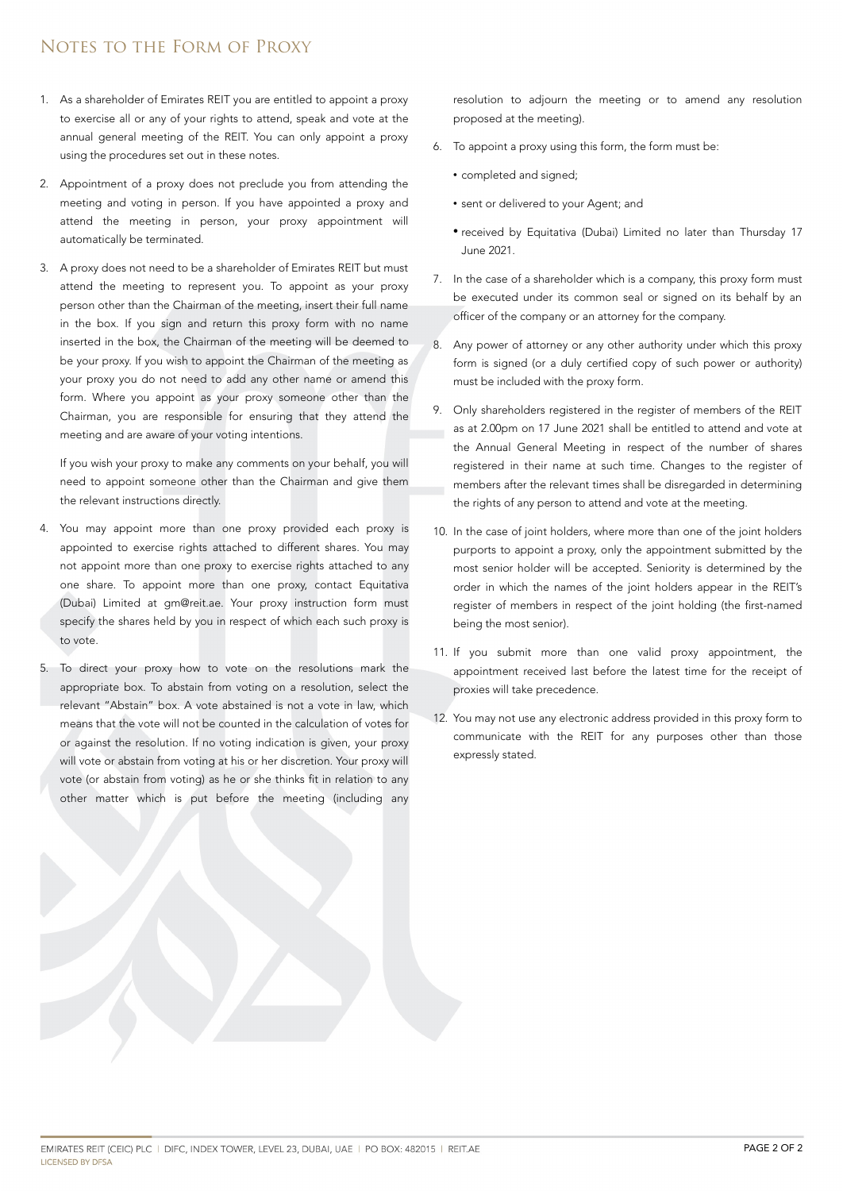# Notes to the Form of Proxy

1. As a shareholder of Emirates REIT you are entitled to appoint a proxy to exercise all or any of your rights to attend, speak and vote at the annual general meeting of the REIT. You can only appoint a proxy using the procedures set out in these notes.

2. Appointment of a proxy does not preclude you from attending the meeting and voting in person. If you have appointed a proxy and attend the meeting in person, your proxy appointment will automatically be terminated.

3. A proxy does not need to be a shareholder of Emirates REIT but must attend the meeting to represent you. To appoint as your proxy person other than the Chairman of the meeting, insert their full name in the box. If you sign and return this proxy form with no name inserted in the box, the Chairman of the meeting will be deemed to be your proxy. If you wish to appoint the Chairman of the meeting as your proxy you do not need to add any other name or amend this form. Where you appoint as your proxy someone other than the Chairman, you are responsible for ensuring that they attend the meeting and are aware of your voting intentions.

   If you wish your proxy to make any comments on your behalf, you will need to appoint someone other than the Chairman and give them the relevant instructions directly.

4. You may appoint more than one proxy provided each proxy is appointed to exercise rights attached to different shares. You may not appoint more than one proxy to exercise rights attached to any one share. To appoint more than one proxy, contact Equitativa (Dubai) Limited at gm@reit.ae. Your proxy instruction form must specify the shares held by you in respect of which each such proxy is to vote.

5. To direct your proxy how to vote on the resolutions mark the appropriate box. To abstain from voting on a resolution, select the relevant "Abstain" box. A vote abstained is not a vote in law, which means that the vote will not be counted in the calculation of votes for or against the resolution. If no voting indication is given, your proxy will vote or abstain from voting at his or her discretion. Your proxy will vote (or abstain from voting) as he or she thinks fit in relation to any other matter which is put before the meeting (including any resolution to adjourn the meeting or to amend any resolution proposed at the meeting).

6. To appoint a proxy using this form, the form must be:
   - completed and signed;
   - sent or delivered to your Agent; and
   - received by Equitativa (Dubai) Limited no later than Thursday 17 June 2021.

7. In the case of a shareholder which is a company, this proxy form must be executed under its common seal or signed on its behalf by an officer of the company or an attorney for the company.

8. Any power of attorney or any other authority under which this proxy form is signed (or a duly certified copy of such power or authority) must be included with the proxy form.

9. Only shareholders registered in the register of members of the REIT as at 2.00pm on 17 June 2021 shall be entitled to attend and vote at the Annual General Meeting in respect of the number of shares registered in their name at such time. Changes to the register of members after the relevant times shall be disregarded in determining the rights of any person to attend and vote at the meeting.

10. In the case of joint holders, where more than one of the joint holders purports to appoint a proxy, only the appointment submitted by the most senior holder will be accepted. Seniority is determined by the order in which the names of the joint holders appear in the REIT's register of members in respect of the joint holding (the first-named being the most senior).

11. If you submit more than one valid proxy appointment, the appointment received last before the latest time for the receipt of proxies will take precedence.

12. You may not use any electronic address provided in this proxy form to communicate with the REIT for any purposes other than those expressly stated.

EMIRATES REIT (CEIC) PLC | DIFC, INDEX TOWER, LEVEL 23, DUBAI, UAE | PO BOX: 482015 | REIT.AE
LICENSED BY DFSA